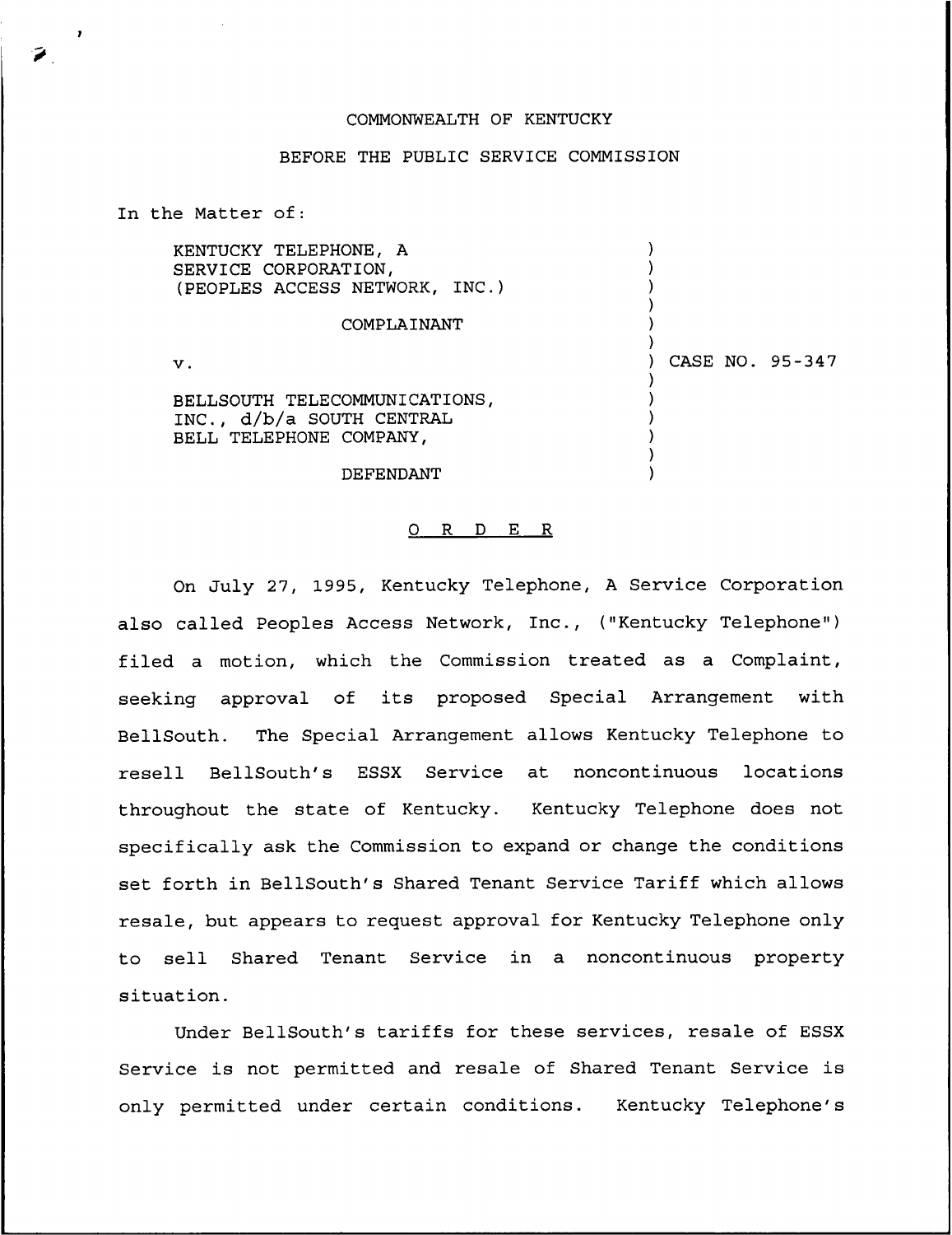COMMONWEALTH OF KENTUCKY

BEFORE THE PUBLIC SERVICE COMMISSION

In the Matter of:

| | |
|---|---|
| KENTUCKY TELEPHONE, A SERVICE CORPORATION, (PEOPLES ACCESS NETWORK, INC.) | |
| COMPLAINANT | |
| v. | CASE NO. 95-347 |
| BELLSOUTH TELECOMMUNICATIONS, INC., d/b/a SOUTH CENTRAL BELL TELEPHONE COMPANY, | |
| DEFENDANT | |

## O R D E R

On July 27, 1995, Kentucky Telephone, A Service Corporation also called Peoples Access Network, Inc., ("Kentucky Telephone") filed a motion, which the Commission treated as a Complaint, seeking approval of its proposed Special Arrangement with BellSouth. The Special Arrangement allows Kentucky Telephone to resell BellSouth's ESSX Service at noncontinuous locations throughout the state of Kentucky. Kentucky Telephone does not specifically ask the Commission to expand or change the conditions set forth in BellSouth's Shared Tenant Service Tariff which allows resale, but appears to request approval for Kentucky Telephone only to sell Shared Tenant Service in a noncontinuous property situation.

Under BellSouth's tariffs for these services, resale of ESSX Service is not permitted and resale of Shared Tenant Service is only permitted under certain conditions. Kentucky Telephone's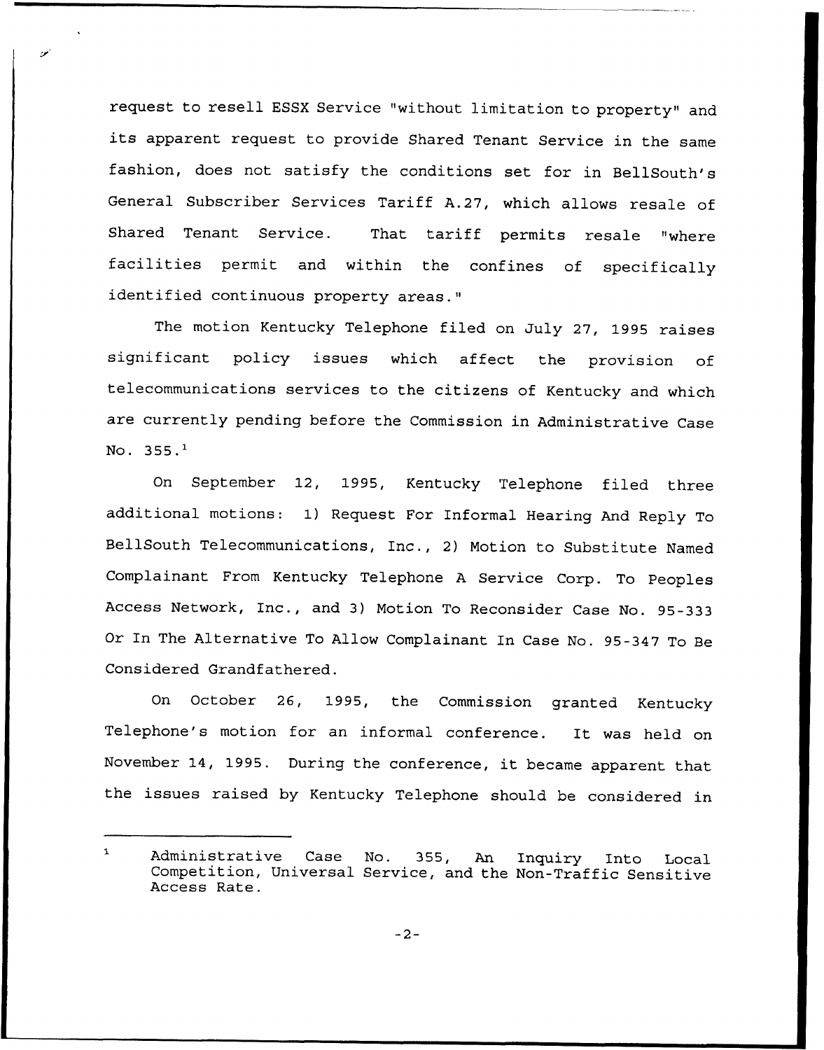request to resell ESSX Service "without limitation to property" and its apparent request to provide Shared Tenant Service in the same fashion, does not satisfy the conditions set for in BellSouth's General Subscriber Services Tariff A.27, which allows resale of Shared Tenant Service. That tariff permits resale "where facilities permit and within the confines of specifically identified continuous property areas."

The motion Kentucky Telephone filed on July 27, 1995 raises significant policy issues which affect the provision of telecommunications services to the citizens of Kentucky and which are currently pending before the Commission in Administrative Case No. 355.[1]

On September 12, 1995, Kentucky Telephone filed three additional motions: 1) Request For Informal Hearing And Reply To BellSouth Telecommunications, Inc., 2) Motion to Substitute Named Complainant From Kentucky Telephone A Service Corp. To Peoples Access Network, Inc., and 3) Motion To Reconsider Case No. 95-333 Or In The Alternative To Allow Complainant In Case No. 95-347 To Be Considered Grandfathered.

On October 26, 1995, the Commission granted Kentucky Telephone's motion for an informal conference. It was held on November 14, 1995. During the conference, it became apparent that the issues raised by Kentucky Telephone should be considered in

---

[1] Administrative Case No. 355, An Inquiry Into Local Competition, Universal Service, and the Non-Traffic Sensitive Access Rate.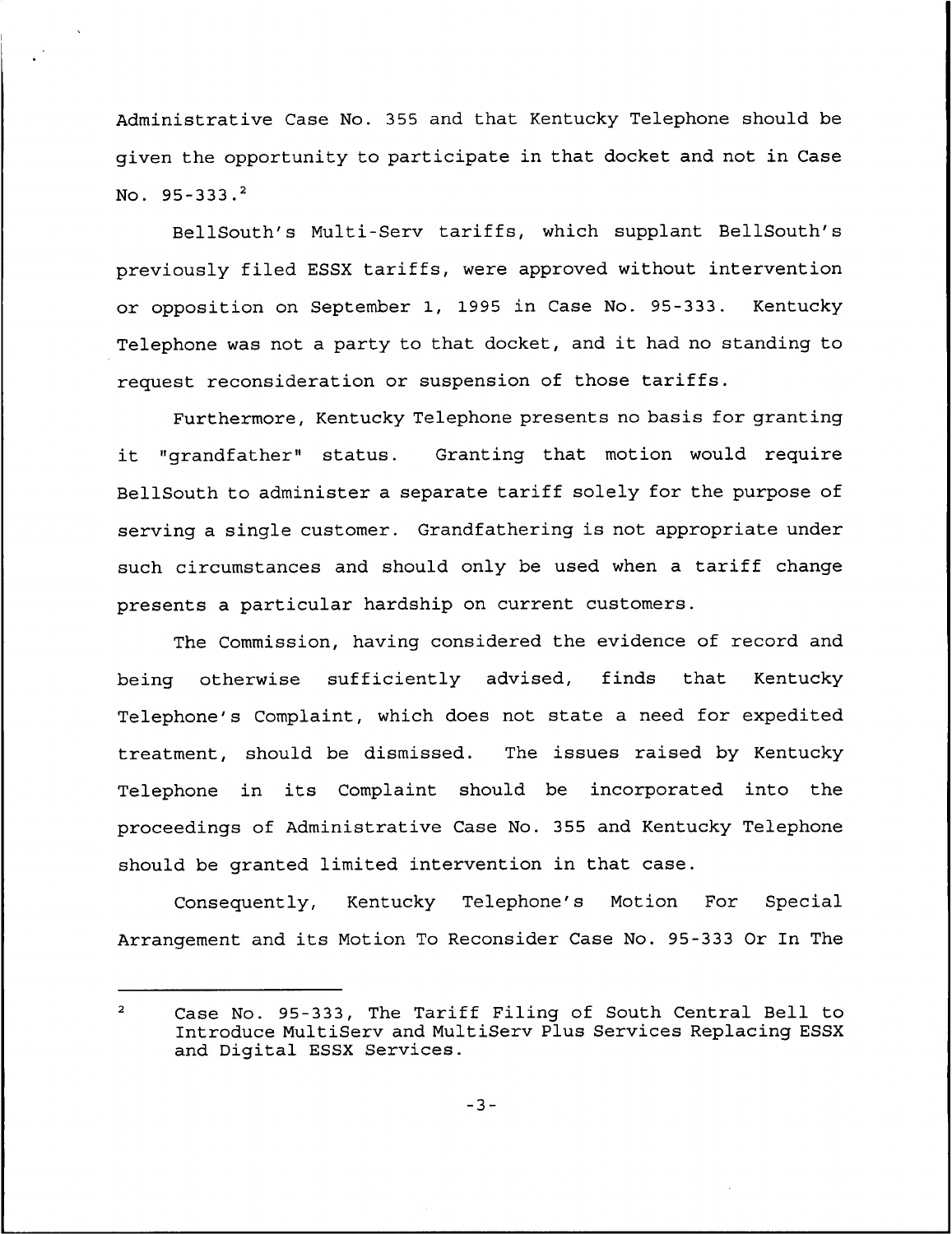Administrative Case No. 355 and that Kentucky Telephone should be given the opportunity to participate in that docket and not in Case No. 95-333.[2]

BellSouth's Multi-Serv tariffs, which supplant BellSouth's previously filed ESSX tariffs, were approved without intervention or opposition on September 1, 1995 in Case No. 95-333. Kentucky Telephone was not a party to that docket, and it had no standing to request reconsideration or suspension of those tariffs.

Furthermore, Kentucky Telephone presents no basis for granting it "grandfather" status. Granting that motion would require BellSouth to administer a separate tariff solely for the purpose of serving a single customer. Grandfathering is not appropriate under such circumstances and should only be used when a tariff change presents a particular hardship on current customers.

The Commission, having considered the evidence of record and being otherwise sufficiently advised, finds that Kentucky Telephone's Complaint, which does not state a need for expedited treatment, should be dismissed. The issues raised by Kentucky Telephone in its Complaint should be incorporated into the proceedings of Administrative Case No. 355 and Kentucky Telephone should be granted limited intervention in that case.

Consequently, Kentucky Telephone's Motion For Special Arrangement and its Motion To Reconsider Case No. 95-333 Or In The

---

[2] Case No. 95-333, The Tariff Filing of South Central Bell to Introduce MultiServ and MultiServ Plus Services Replacing ESSX and Digital ESSX Services.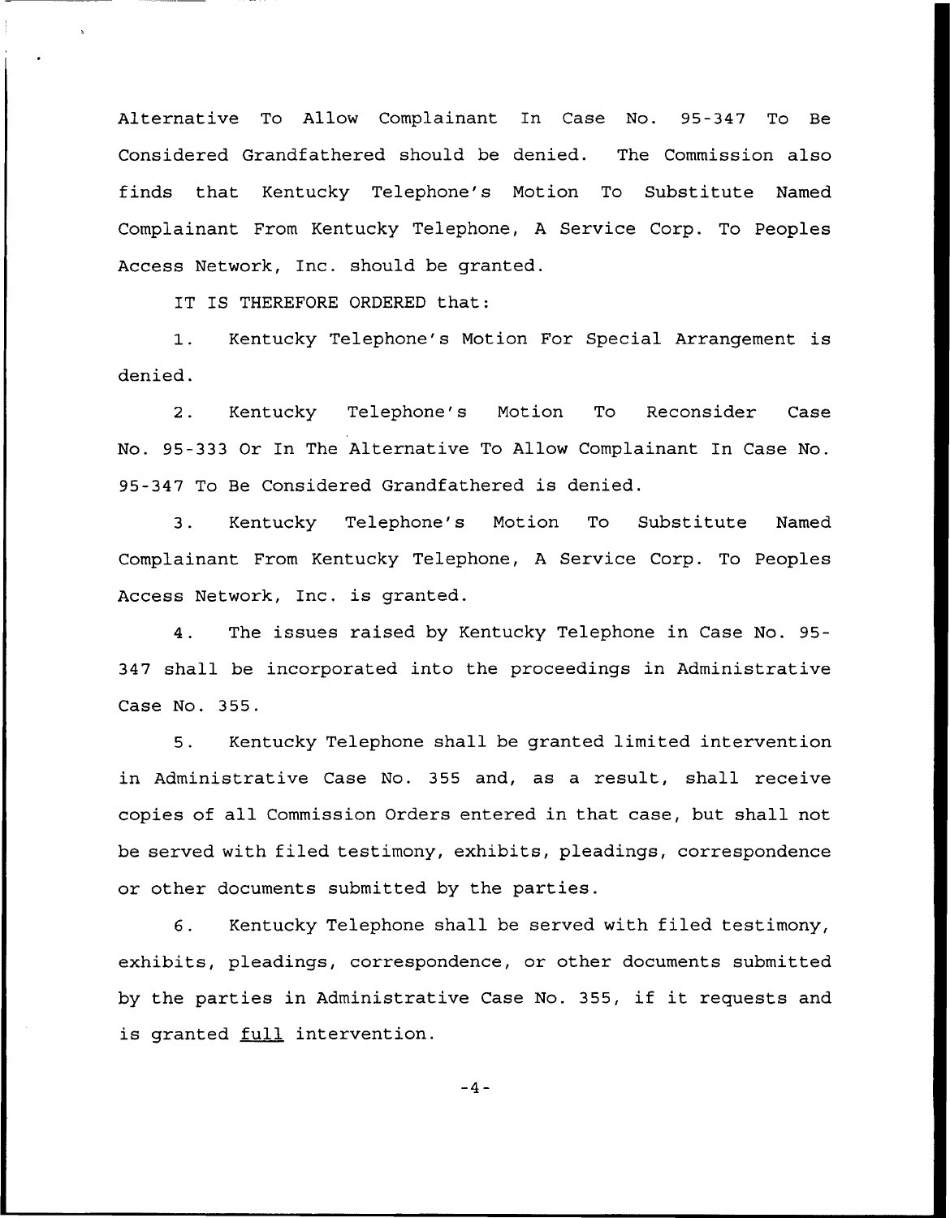Alternative To Allow Complainant In Case No. 95-347 To Be Considered Grandfathered should be denied. The Commission also finds that Kentucky Telephone's Motion To Substitute Named Complainant From Kentucky Telephone, A Service Corp. To Peoples Access Network, Inc. should be granted.

IT IS THEREFORE ORDERED that:

1. Kentucky Telephone's Motion For Special Arrangement is denied.

2. Kentucky Telephone's Motion To Reconsider Case No. 95-333 Or In The Alternative To Allow Complainant In Case No. 95-347 To Be Considered Grandfathered is denied.

3. Kentucky Telephone's Motion To Substitute Named Complainant From Kentucky Telephone, A Service Corp. To Peoples Access Network, Inc. is granted.

4. The issues raised by Kentucky Telephone in Case No. 95-347 shall be incorporated into the proceedings in Administrative Case No. 355.

5. Kentucky Telephone shall be granted limited intervention in Administrative Case No. 355 and, as a result, shall receive copies of all Commission Orders entered in that case, but shall not be served with filed testimony, exhibits, pleadings, correspondence or other documents submitted by the parties.

6. Kentucky Telephone shall be served with filed testimony, exhibits, pleadings, correspondence, or other documents submitted by the parties in Administrative Case No. 355, if it requests and is granted _full_ intervention.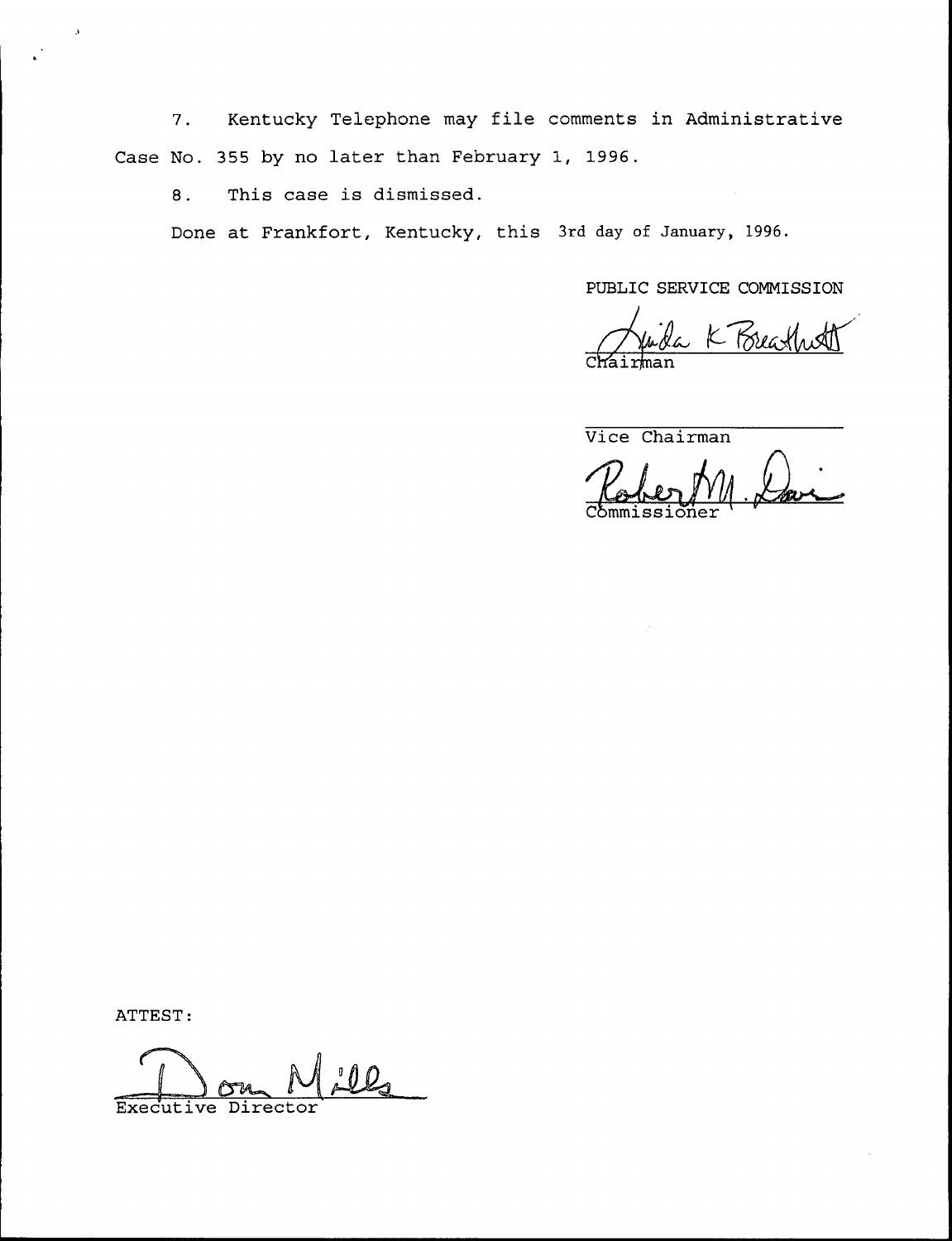7. Kentucky Telephone may file comments in Administrative Case No. 355 by no later than February 1, 1996.

8. This case is dismissed.

Done at Frankfort, Kentucky, this 3rd day of January, 1996.

PUBLIC SERVICE COMMISSION

Chairman

Vice Chairman

Commissioner

ATTEST:

Executive Director